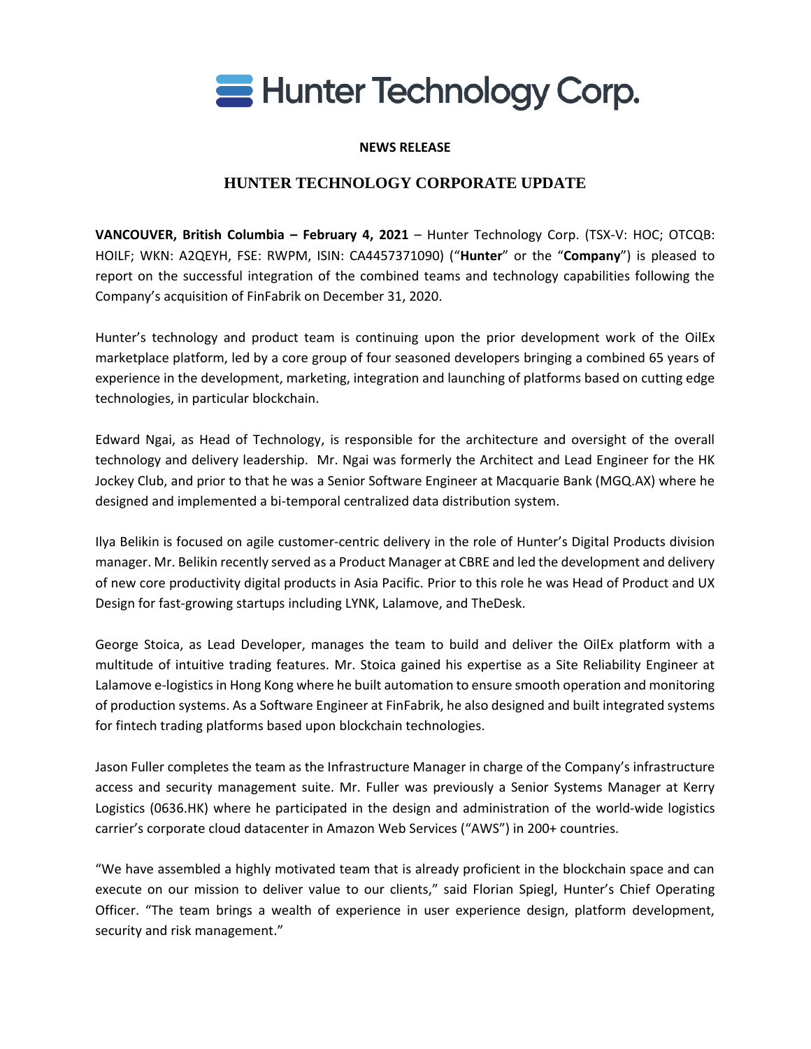# Hunter Technology Corp.

**NEWS RELEASE**

## HUNTER TECHNOLOGY CORPORATE UPDATE

**VANCOUVER, British Columbia – February 4, 2021** – Hunter Technology Corp. (TSX-V: HOC; OTCQB: HOILF; WKN: A2QEYH, FSE: RWPM, ISIN: CA4457371090) ("**Hunter**" or the "**Company**") is pleased to report on the successful integration of the combined teams and technology capabilities following the Company's acquisition of FinFabrik on December 31, 2020.

Hunter's technology and product team is continuing upon the prior development work of the OilEx marketplace platform, led by a core group of four seasoned developers bringing a combined 65 years of experience in the development, marketing, integration and launching of platforms based on cutting edge technologies, in particular blockchain.

Edward Ngai, as Head of Technology, is responsible for the architecture and oversight of the overall technology and delivery leadership. Mr. Ngai was formerly the Architect and Lead Engineer for the HK Jockey Club, and prior to that he was a Senior Software Engineer at Macquarie Bank (MGQ.AX) where he designed and implemented a bi-temporal centralized data distribution system.

Ilya Belikin is focused on agile customer-centric delivery in the role of Hunter's Digital Products division manager. Mr. Belikin recently served as a Product Manager at CBRE and led the development and delivery of new core productivity digital products in Asia Pacific. Prior to this role he was Head of Product and UX Design for fast-growing startups including LYNK, Lalamove, and TheDesk.

George Stoica, as Lead Developer, manages the team to build and deliver the OilEx platform with a multitude of intuitive trading features. Mr. Stoica gained his expertise as a Site Reliability Engineer at Lalamove e-logistics in Hong Kong where he built automation to ensure smooth operation and monitoring of production systems. As a Software Engineer at FinFabrik, he also designed and built integrated systems for fintech trading platforms based upon blockchain technologies.

Jason Fuller completes the team as the Infrastructure Manager in charge of the Company's infrastructure access and security management suite. Mr. Fuller was previously a Senior Systems Manager at Kerry Logistics (0636.HK) where he participated in the design and administration of the world-wide logistics carrier's corporate cloud datacenter in Amazon Web Services ("AWS") in 200+ countries.

"We have assembled a highly motivated team that is already proficient in the blockchain space and can execute on our mission to deliver value to our clients," said Florian Spiegl, Hunter's Chief Operating Officer. "The team brings a wealth of experience in user experience design, platform development, security and risk management."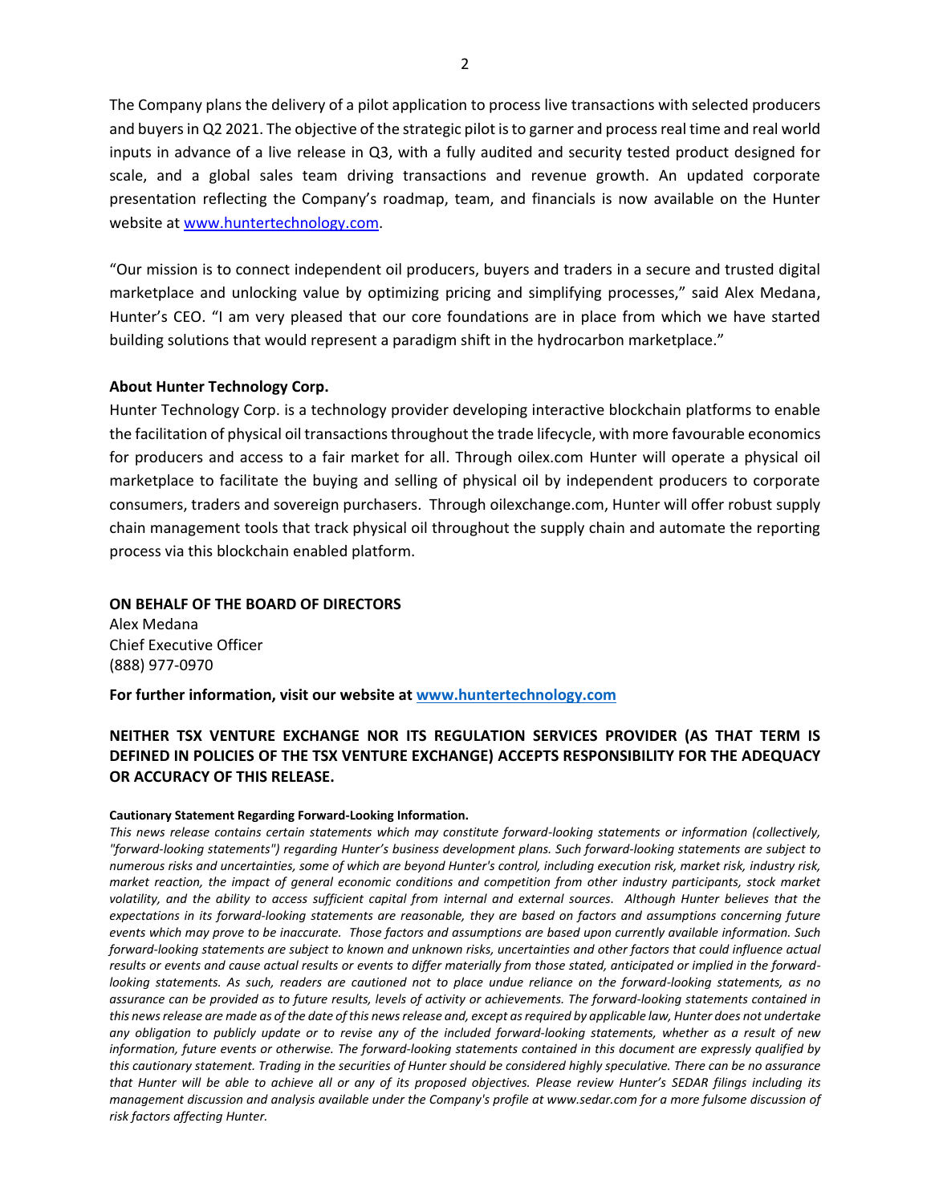The Company plans the delivery of a pilot application to process live transactions with selected producers and buyers in Q2 2021. The objective of the strategic pilot is to garner and process real time and real world inputs in advance of a live release in Q3, with a fully audited and security tested product designed for scale, and a global sales team driving transactions and revenue growth. An updated corporate presentation reflecting the Company's roadmap, team, and financials is now available on the Hunter website at [www.huntertechnology.com](www.huntertechnology.com).

"Our mission is to connect independent oil producers, buyers and traders in a secure and trusted digital marketplace and unlocking value by optimizing pricing and simplifying processes," said Alex Medana, Hunter's CEO. "I am very pleased that our core foundations are in place from which we have started building solutions that would represent a paradigm shift in the hydrocarbon marketplace."

**About Hunter Technology Corp.**

Hunter Technology Corp. is a technology provider developing interactive blockchain platforms to enable the facilitation of physical oil transactions throughout the trade lifecycle, with more favourable economics for producers and access to a fair market for all. Through oilex.com Hunter will operate a physical oil marketplace to facilitate the buying and selling of physical oil by independent producers to corporate consumers, traders and sovereign purchasers. Through oilexchange.com, Hunter will offer robust supply chain management tools that track physical oil throughout the supply chain and automate the reporting process via this blockchain enabled platform.

**ON BEHALF OF THE BOARD OF DIRECTORS**

Alex Medana
Chief Executive Officer
(888) 977-0970

**For further information, visit our website at [www.huntertechnology.com](www.huntertechnology.com)**

**NEITHER TSX VENTURE EXCHANGE NOR ITS REGULATION SERVICES PROVIDER (AS THAT TERM IS DEFINED IN POLICIES OF THE TSX VENTURE EXCHANGE) ACCEPTS RESPONSIBILITY FOR THE ADEQUACY OR ACCURACY OF THIS RELEASE.**

**Cautionary Statement Regarding Forward-Looking Information.**

*This news release contains certain statements which may constitute forward-looking statements or information (collectively, "forward-looking statements") regarding Hunter's business development plans. Such forward-looking statements are subject to numerous risks and uncertainties, some of which are beyond Hunter's control, including execution risk, market risk, industry risk, market reaction, the impact of general economic conditions and competition from other industry participants, stock market volatility, and the ability to access sufficient capital from internal and external sources. Although Hunter believes that the expectations in its forward-looking statements are reasonable, they are based on factors and assumptions concerning future events which may prove to be inaccurate. Those factors and assumptions are based upon currently available information. Such forward-looking statements are subject to known and unknown risks, uncertainties and other factors that could influence actual results or events and cause actual results or events to differ materially from those stated, anticipated or implied in the forward-looking statements. As such, readers are cautioned not to place undue reliance on the forward-looking statements, as no assurance can be provided as to future results, levels of activity or achievements. The forward-looking statements contained in this news release are made as of the date of this news release and, except as required by applicable law, Hunter does not undertake any obligation to publicly update or to revise any of the included forward-looking statements, whether as a result of new information, future events or otherwise. The forward-looking statements contained in this document are expressly qualified by this cautionary statement. Trading in the securities of Hunter should be considered highly speculative. There can be no assurance that Hunter will be able to achieve all or any of its proposed objectives. Please review Hunter's SEDAR filings including its management discussion and analysis available under the Company's profile at www.sedar.com for a more fulsome discussion of risk factors affecting Hunter.*